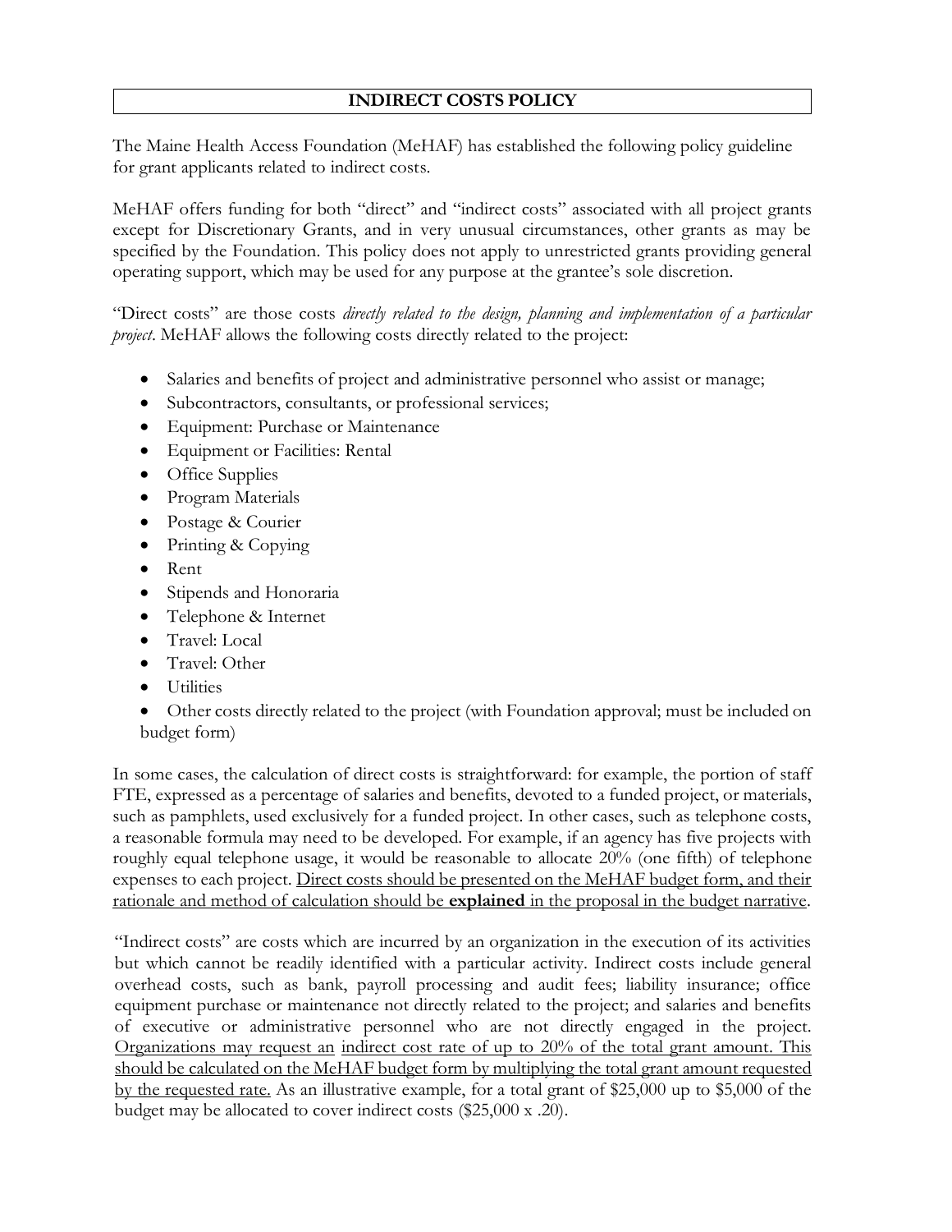# INDIRECT COSTS POLICY

The Maine Health Access Foundation (MeHAF) has established the following policy guideline for grant applicants related to indirect costs.

MeHAF offers funding for both "direct" and "indirect costs" associated with all project grants except for Discretionary Grants, and in very unusual circumstances, other grants as may be specified by the Foundation. This policy does not apply to unrestricted grants providing general operating support, which may be used for any purpose at the grantee's sole discretion.

"Direct costs" are those costs *directly related to the design, planning and implementation of a particular project*. MeHAF allows the following costs directly related to the project:

- Salaries and benefits of project and administrative personnel who assist or manage;
- Subcontractors, consultants, or professional services;
- Equipment: Purchase or Maintenance
- Equipment or Facilities: Rental
- Office Supplies
- Program Materials
- Postage & Courier
- Printing & Copying
- Rent
- Stipends and Honoraria
- Telephone & Internet
- Travel: Local
- Travel: Other
- Utilities
- Other costs directly related to the project (with Foundation approval; must be included on budget form)

In some cases, the calculation of direct costs is straightforward: for example, the portion of staff FTE, expressed as a percentage of salaries and benefits, devoted to a funded project, or materials, such as pamphlets, used exclusively for a funded project. In other cases, such as telephone costs, a reasonable formula may need to be developed. For example, if an agency has five projects with roughly equal telephone usage, it would be reasonable to allocate 20% (one fifth) of telephone expenses to each project. <u>Direct costs should be presented on the MeHAF budget form, and their rationale and method of calculation should be **explained** in the proposal in the budget narrative</u>.

"Indirect costs" are costs which are incurred by an organization in the execution of its activities but which cannot be readily identified with a particular activity. Indirect costs include general overhead costs, such as bank, payroll processing and audit fees; liability insurance; office equipment purchase or maintenance not directly related to the project; and salaries and benefits of executive or administrative personnel who are not directly engaged in the project. <u>Organizations may request an indirect cost rate of up to 20% of the total grant amount. This should be calculated on the MeHAF budget form by multiplying the total grant amount requested by the requested rate.</u> As an illustrative example, for a total grant of $25,000 up to $5,000 of the budget may be allocated to cover indirect costs ($25,000 x .20).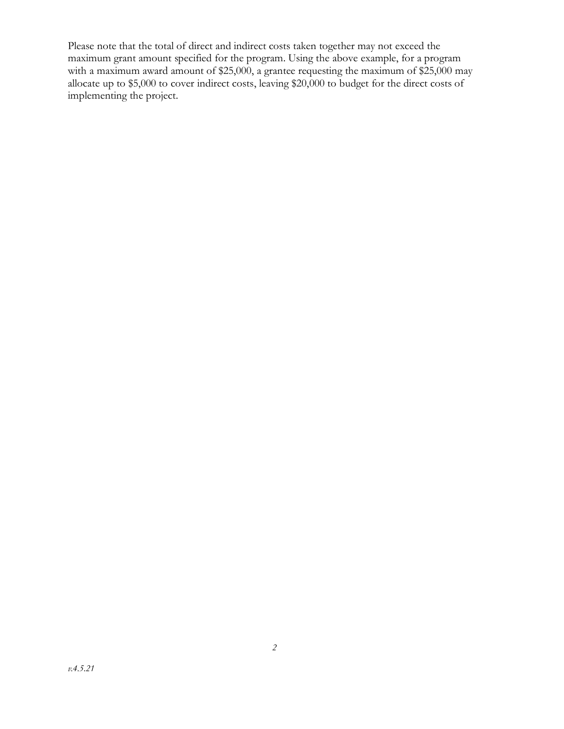Please note that the total of direct and indirect costs taken together may not exceed the maximum grant amount specified for the program. Using the above example, for a program with a maximum award amount of $25,000, a grantee requesting the maximum of $25,000 may allocate up to $5,000 to cover indirect costs, leaving $20,000 to budget for the direct costs of implementing the project.